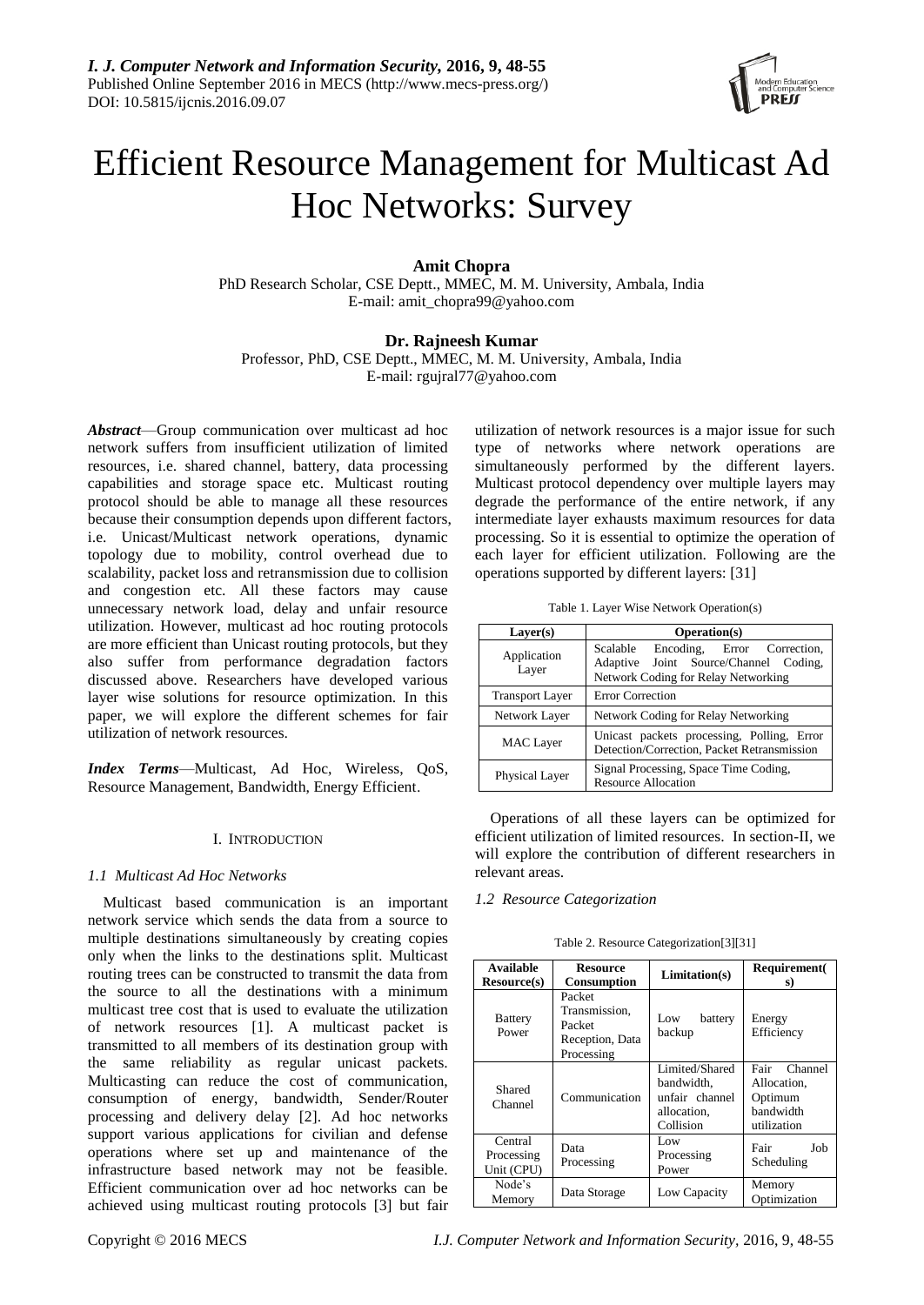# Efficient Resource Management for Multicast Ad Hoc Networks: Survey

**Amit Chopra**
PhD Research Scholar, CSE Deptt., MMEC, M. M. University, Ambala, India
E-mail: amit_chopra99@yahoo.com

**Dr. Rajneesh Kumar**
Professor, PhD, CSE Deptt., MMEC, M. M. University, Ambala, India
E-mail: rgujral77@yahoo.com

***Abstract*****—**Group communication over multicast ad hoc network suffers from insufficient utilization of limited resources, i.e. shared channel, battery, data processing capabilities and storage space etc. Multicast routing protocol should be able to manage all these resources because their consumption depends upon different factors, i.e. Unicast/Multicast network operations, dynamic topology due to mobility, control overhead due to scalability, packet loss and retransmission due to collision and congestion etc. All these factors may cause unnecessary network load, delay and unfair resource utilization. However, multicast ad hoc routing protocols are more efficient than Unicast routing protocols, but they also suffer from performance degradation factors discussed above. Researchers have developed various layer wise solutions for resource optimization. In this paper, we will explore the different schemes for fair utilization of network resources.

***Index Terms*****—**Multicast, Ad Hoc, Wireless, QoS, Resource Management, Bandwidth, Energy Efficient.

## I. INTRODUCTION

### *1.1 Multicast Ad Hoc Networks*

Multicast based communication is an important network service which sends the data from a source to multiple destinations simultaneously by creating copies only when the links to the destinations split. Multicast routing trees can be constructed to transmit the data from the source to all the destinations with a minimum multicast tree cost that is used to evaluate the utilization of network resources [1]. A multicast packet is transmitted to all members of its destination group with the same reliability as regular unicast packets. Multicasting can reduce the cost of communication, consumption of energy, bandwidth, Sender/Router processing and delivery delay [2]. Ad hoc networks support various applications for civilian and defense operations where set up and maintenance of the infrastructure based network may not be feasible. Efficient communication over ad hoc networks can be achieved using multicast routing protocols [3] but fair utilization of network resources is a major issue for such type of networks where network operations are simultaneously performed by the different layers. Multicast protocol dependency over multiple layers may degrade the performance of the entire network, if any intermediate layer exhausts maximum resources for data processing. So it is essential to optimize the operation of each layer for efficient utilization. Following are the operations supported by different layers: [31]

Table 1. Layer Wise Network Operation(s)

| Layer(s) | Operation(s) |
| --- | --- |
| Application Layer | Scalable Encoding, Error Correction, Adaptive Joint Source/Channel Coding, Network Coding for Relay Networking |
| Transport Layer | Error Correction |
| Network Layer | Network Coding for Relay Networking |
| MAC Layer | Unicast packets processing, Polling, Error Detection/Correction, Packet Retransmission |
| Physical Layer | Signal Processing, Space Time Coding, Resource Allocation |

Operations of all these layers can be optimized for efficient utilization of limited resources. In section-II, we will explore the contribution of different researchers in relevant areas.

### *1.2 Resource Categorization*

Table 2. Resource Categorization[3][31]

| Available Resource(s) | Resource Consumption | Limitation(s) | Requirement(s) |
| --- | --- | --- | --- |
| Battery Power | Packet Transmission, Packet Reception, Data Processing | Low battery backup | Energy Efficiency |
| Shared Channel | Communication | Limited/Shared bandwidth, unfair channel allocation, Collision | Fair Channel Allocation, Optimum bandwidth utilization |
| Central Processing Unit (CPU) | Data Processing | Low Processing Power | Fair Job Scheduling |
| Node's Memory | Data Storage | Low Capacity | Memory Optimization |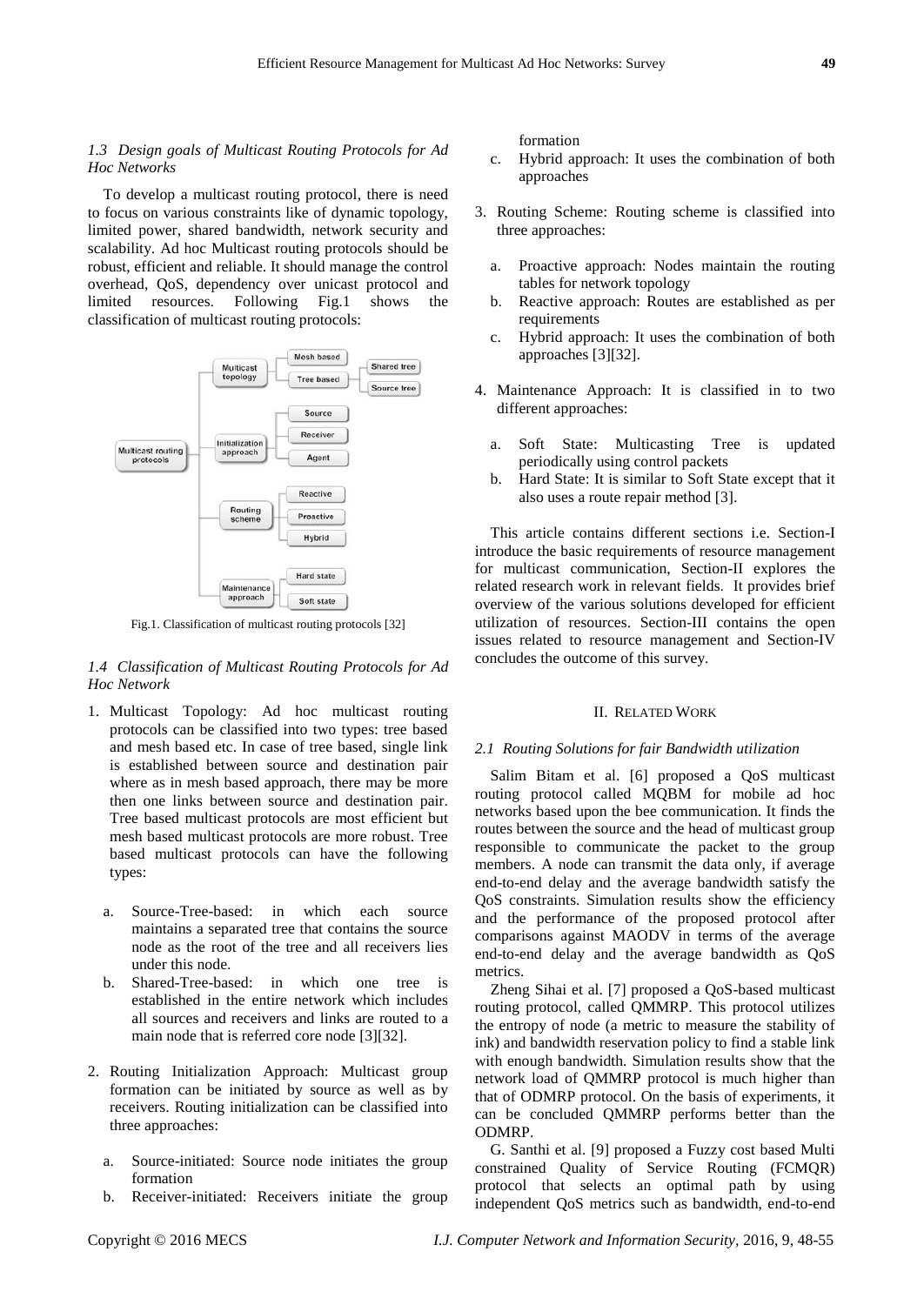### 1.3 Design goals of Multicast Routing Protocols for Ad Hoc Networks

To develop a multicast routing protocol, there is need to focus on various constraints like of dynamic topology, limited power, shared bandwidth, network security and scalability. Ad hoc Multicast routing protocols should be robust, efficient and reliable. It should manage the control overhead, QoS, dependency over unicast protocol and limited resources. Following Fig.1 shows the classification of multicast routing protocols:

Fig.1. Classification of multicast routing protocols [32]

### 1.4 Classification of Multicast Routing Protocols for Ad Hoc Network

1. Multicast Topology: Ad hoc multicast routing protocols can be classified into two types: tree based and mesh based etc. In case of tree based, single link is established between source and destination pair where as in mesh based approach, there may be more then one links between source and destination pair. Tree based multicast protocols are most efficient but mesh based multicast protocols are more robust. Tree based multicast protocols can have the following types:

   a. Source-Tree-based: in which each source maintains a separated tree that contains the source node as the root of the tree and all receivers lies under this node.
   b. Shared-Tree-based: in which one tree is established in the entire network which includes all sources and receivers and links are routed to a main node that is referred core node [3][32].

2. Routing Initialization Approach: Multicast group formation can be initiated by source as well as by receivers. Routing initialization can be classified into three approaches:

   a. Source-initiated: Source node initiates the group formation
   b. Receiver-initiated: Receivers initiate the group formation
   c. Hybrid approach: It uses the combination of both approaches

3. Routing Scheme: Routing scheme is classified into three approaches:

   a. Proactive approach: Nodes maintain the routing tables for network topology
   b. Reactive approach: Routes are established as per requirements
   c. Hybrid approach: It uses the combination of both approaches [3][32].

4. Maintenance Approach: It is classified in to two different approaches:

   a. Soft State: Multicasting Tree is updated periodically using control packets
   b. Hard State: It is similar to Soft State except that it also uses a route repair method [3].

This article contains different sections i.e. Section-I introduce the basic requirements of resource management for multicast communication, Section-II explores the related research work in relevant fields. It provides brief overview of the various solutions developed for efficient utilization of resources. Section-III contains the open issues related to resource management and Section-IV concludes the outcome of this survey.

## II. Related Work

### 2.1 Routing Solutions for fair Bandwidth utilization

Salim Bitam et al. [6] proposed a QoS multicast routing protocol called MQBM for mobile ad hoc networks based upon the bee communication. It finds the routes between the source and the head of multicast group responsible to communicate the packet to the group members. A node can transmit the data only, if average end-to-end delay and the average bandwidth satisfy the QoS constraints. Simulation results show the efficiency and the performance of the proposed protocol after comparisons against MAODV in terms of the average end-to-end delay and the average bandwidth as QoS metrics.

Zheng Sihai et al. [7] proposed a QoS-based multicast routing protocol, called QMMRP. This protocol utilizes the entropy of node (a metric to measure the stability of ink) and bandwidth reservation policy to find a stable link with enough bandwidth. Simulation results show that the network load of QMMRP protocol is much higher than that of ODMRP protocol. On the basis of experiments, it can be concluded QMMRP performs better than the ODMRP.

G. Santhi et al. [9] proposed a Fuzzy cost based Multi constrained Quality of Service Routing (FCMQR) protocol that selects an optimal path by using independent QoS metrics such as bandwidth, end-to-end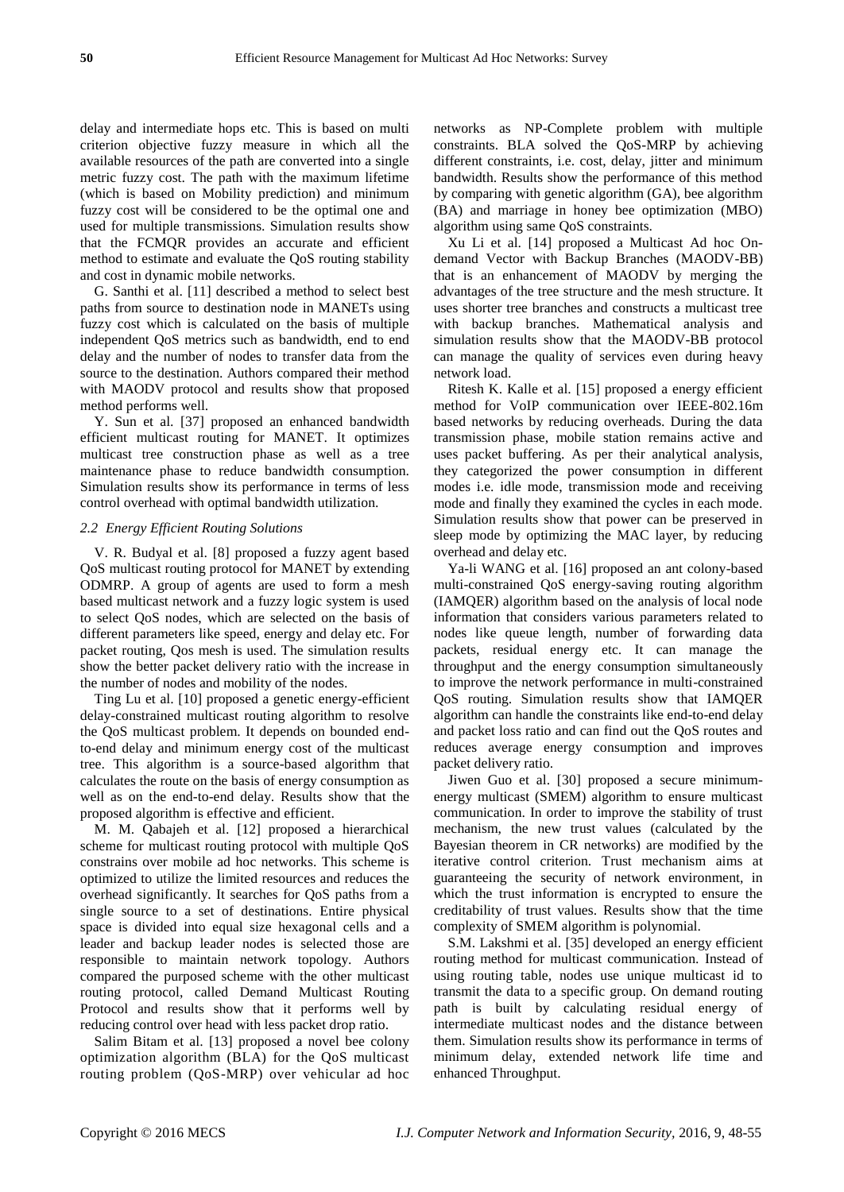delay and intermediate hops etc. This is based on multi criterion objective fuzzy measure in which all the available resources of the path are converted into a single metric fuzzy cost. The path with the maximum lifetime (which is based on Mobility prediction) and minimum fuzzy cost will be considered to be the optimal one and used for multiple transmissions. Simulation results show that the FCMQR provides an accurate and efficient method to estimate and evaluate the QoS routing stability and cost in dynamic mobile networks.

G. Santhi et al. [11] described a method to select best paths from source to destination node in MANETs using fuzzy cost which is calculated on the basis of multiple independent QoS metrics such as bandwidth, end to end delay and the number of nodes to transfer data from the source to the destination. Authors compared their method with MAODV protocol and results show that proposed method performs well.

Y. Sun et al. [37] proposed an enhanced bandwidth efficient multicast routing for MANET. It optimizes multicast tree construction phase as well as a tree maintenance phase to reduce bandwidth consumption. Simulation results show its performance in terms of less control overhead with optimal bandwidth utilization.

### *2.2 Energy Efficient Routing Solutions*

V. R. Budyal et al. [8] proposed a fuzzy agent based QoS multicast routing protocol for MANET by extending ODMRP. A group of agents are used to form a mesh based multicast network and a fuzzy logic system is used to select QoS nodes, which are selected on the basis of different parameters like speed, energy and delay etc. For packet routing, Qos mesh is used. The simulation results show the better packet delivery ratio with the increase in the number of nodes and mobility of the nodes.

Ting Lu et al. [10] proposed a genetic energy-efficient delay-constrained multicast routing algorithm to resolve the QoS multicast problem. It depends on bounded end-to-end delay and minimum energy cost of the multicast tree. This algorithm is a source-based algorithm that calculates the route on the basis of energy consumption as well as on the end-to-end delay. Results show that the proposed algorithm is effective and efficient.

M. M. Qabajeh et al. [12] proposed a hierarchical scheme for multicast routing protocol with multiple QoS constrains over mobile ad hoc networks. This scheme is optimized to utilize the limited resources and reduces the overhead significantly. It searches for QoS paths from a single source to a set of destinations. Entire physical space is divided into equal size hexagonal cells and a leader and backup leader nodes is selected those are responsible to maintain network topology. Authors compared the purposed scheme with the other multicast routing protocol, called Demand Multicast Routing Protocol and results show that it performs well by reducing control over head with less packet drop ratio.

Salim Bitam et al. [13] proposed a novel bee colony optimization algorithm (BLA) for the QoS multicast routing problem (QoS-MRP) over vehicular ad hoc networks as NP-Complete problem with multiple constraints. BLA solved the QoS-MRP by achieving different constraints, i.e. cost, delay, jitter and minimum bandwidth. Results show the performance of this method by comparing with genetic algorithm (GA), bee algorithm (BA) and marriage in honey bee optimization (MBO) algorithm using same QoS constraints.

Xu Li et al. [14] proposed a Multicast Ad hoc On-demand Vector with Backup Branches (MAODV-BB) that is an enhancement of MAODV by merging the advantages of the tree structure and the mesh structure. It uses shorter tree branches and constructs a multicast tree with backup branches. Mathematical analysis and simulation results show that the MAODV-BB protocol can manage the quality of services even during heavy network load.

Ritesh K. Kalle et al. [15] proposed a energy efficient method for VoIP communication over IEEE-802.16m based networks by reducing overheads. During the data transmission phase, mobile station remains active and uses packet buffering. As per their analytical analysis, they categorized the power consumption in different modes i.e. idle mode, transmission mode and receiving mode and finally they examined the cycles in each mode. Simulation results show that power can be preserved in sleep mode by optimizing the MAC layer, by reducing overhead and delay etc.

Ya-li WANG et al. [16] proposed an ant colony-based multi-constrained QoS energy-saving routing algorithm (IAMQER) algorithm based on the analysis of local node information that considers various parameters related to nodes like queue length, number of forwarding data packets, residual energy etc. It can manage the throughput and the energy consumption simultaneously to improve the network performance in multi-constrained QoS routing. Simulation results show that IAMQER algorithm can handle the constraints like end-to-end delay and packet loss ratio and can find out the QoS routes and reduces average energy consumption and improves packet delivery ratio.

Jiwen Guo et al. [30] proposed a secure minimum-energy multicast (SMEM) algorithm to ensure multicast communication. In order to improve the stability of trust mechanism, the new trust values (calculated by the Bayesian theorem in CR networks) are modified by the iterative control criterion. Trust mechanism aims at guaranteeing the security of network environment, in which the trust information is encrypted to ensure the creditability of trust values. Results show that the time complexity of SMEM algorithm is polynomial.

S.M. Lakshmi et al. [35] developed an energy efficient routing method for multicast communication. Instead of using routing table, nodes use unique multicast id to transmit the data to a specific group. On demand routing path is built by calculating residual energy of intermediate multicast nodes and the distance between them. Simulation results show its performance in terms of minimum delay, extended network life time and enhanced Throughput.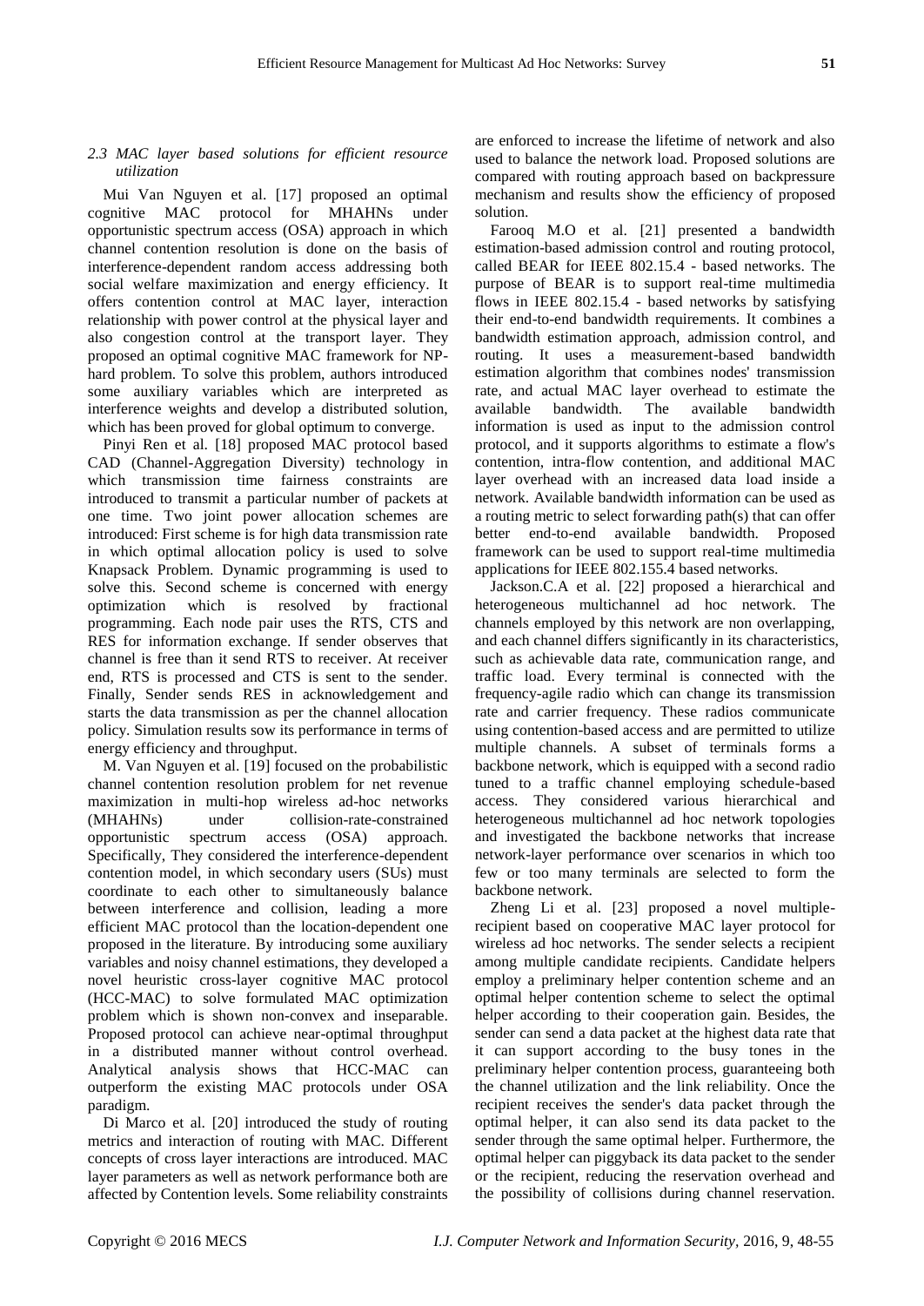### *2.3 MAC layer based solutions for efficient resource utilization*

Mui Van Nguyen et al. [17] proposed an optimal cognitive MAC protocol for MHAHNs under opportunistic spectrum access (OSA) approach in which channel contention resolution is done on the basis of interference-dependent random access addressing both social welfare maximization and energy efficiency. It offers contention control at MAC layer, interaction relationship with power control at the physical layer and also congestion control at the transport layer. They proposed an optimal cognitive MAC framework for NP-hard problem. To solve this problem, authors introduced some auxiliary variables which are interpreted as interference weights and develop a distributed solution, which has been proved for global optimum to converge.

Pinyi Ren et al. [18] proposed MAC protocol based CAD (Channel-Aggregation Diversity) technology in which transmission time fairness constraints are introduced to transmit a particular number of packets at one time. Two joint power allocation schemes are introduced: First scheme is for high data transmission rate in which optimal allocation policy is used to solve Knapsack Problem. Dynamic programming is used to solve this. Second scheme is concerned with energy optimization which is resolved by fractional programming. Each node pair uses the RTS, CTS and RES for information exchange. If sender observes that channel is free than it send RTS to receiver. At receiver end, RTS is processed and CTS is sent to the sender. Finally, Sender sends RES in acknowledgement and starts the data transmission as per the channel allocation policy. Simulation results sow its performance in terms of energy efficiency and throughput.

M. Van Nguyen et al. [19] focused on the probabilistic channel contention resolution problem for net revenue maximization in multi-hop wireless ad-hoc networks (MHAHNs) under collision-rate-constrained opportunistic spectrum access (OSA) approach. Specifically, They considered the interference-dependent contention model, in which secondary users (SUs) must coordinate to each other to simultaneously balance between interference and collision, leading a more efficient MAC protocol than the location-dependent one proposed in the literature. By introducing some auxiliary variables and noisy channel estimations, they developed a novel heuristic cross-layer cognitive MAC protocol (HCC-MAC) to solve formulated MAC optimization problem which is shown non-convex and inseparable. Proposed protocol can achieve near-optimal throughput in a distributed manner without control overhead. Analytical analysis shows that HCC-MAC can outperform the existing MAC protocols under OSA paradigm.

Di Marco et al. [20] introduced the study of routing metrics and interaction of routing with MAC. Different concepts of cross layer interactions are introduced. MAC layer parameters as well as network performance both are affected by Contention levels. Some reliability constraints are enforced to increase the lifetime of network and also used to balance the network load. Proposed solutions are compared with routing approach based on backpressure mechanism and results show the efficiency of proposed solution.

Farooq M.O et al. [21] presented a bandwidth estimation-based admission control and routing protocol, called BEAR for IEEE 802.15.4 - based networks. The purpose of BEAR is to support real-time multimedia flows in IEEE 802.15.4 - based networks by satisfying their end-to-end bandwidth requirements. It combines a bandwidth estimation approach, admission control, and routing. It uses a measurement-based bandwidth estimation algorithm that combines nodes' transmission rate, and actual MAC layer overhead to estimate the available bandwidth. The available bandwidth information is used as input to the admission control protocol, and it supports algorithms to estimate a flow's contention, intra-flow contention, and additional MAC layer overhead with an increased data load inside a network. Available bandwidth information can be used as a routing metric to select forwarding path(s) that can offer better end-to-end available bandwidth. Proposed framework can be used to support real-time multimedia applications for IEEE 802.155.4 based networks.

Jackson.C.A et al. [22] proposed a hierarchical and heterogeneous multichannel ad hoc network. The channels employed by this network are non overlapping, and each channel differs significantly in its characteristics, such as achievable data rate, communication range, and traffic load. Every terminal is connected with the frequency-agile radio which can change its transmission rate and carrier frequency. These radios communicate using contention-based access and are permitted to utilize multiple channels. A subset of terminals forms a backbone network, which is equipped with a second radio tuned to a traffic channel employing schedule-based access. They considered various hierarchical and heterogeneous multichannel ad hoc network topologies and investigated the backbone networks that increase network-layer performance over scenarios in which too few or too many terminals are selected to form the backbone network.

Zheng Li et al. [23] proposed a novel multiple-recipient based on cooperative MAC layer protocol for wireless ad hoc networks. The sender selects a recipient among multiple candidate recipients. Candidate helpers employ a preliminary helper contention scheme and an optimal helper contention scheme to select the optimal helper according to their cooperation gain. Besides, the sender can send a data packet at the highest data rate that it can support according to the busy tones in the preliminary helper contention process, guaranteeing both the channel utilization and the link reliability. Once the recipient receives the sender's data packet through the optimal helper, it can also send its data packet to the sender through the same optimal helper. Furthermore, the optimal helper can piggyback its data packet to the sender or the recipient, reducing the reservation overhead and the possibility of collisions during channel reservation.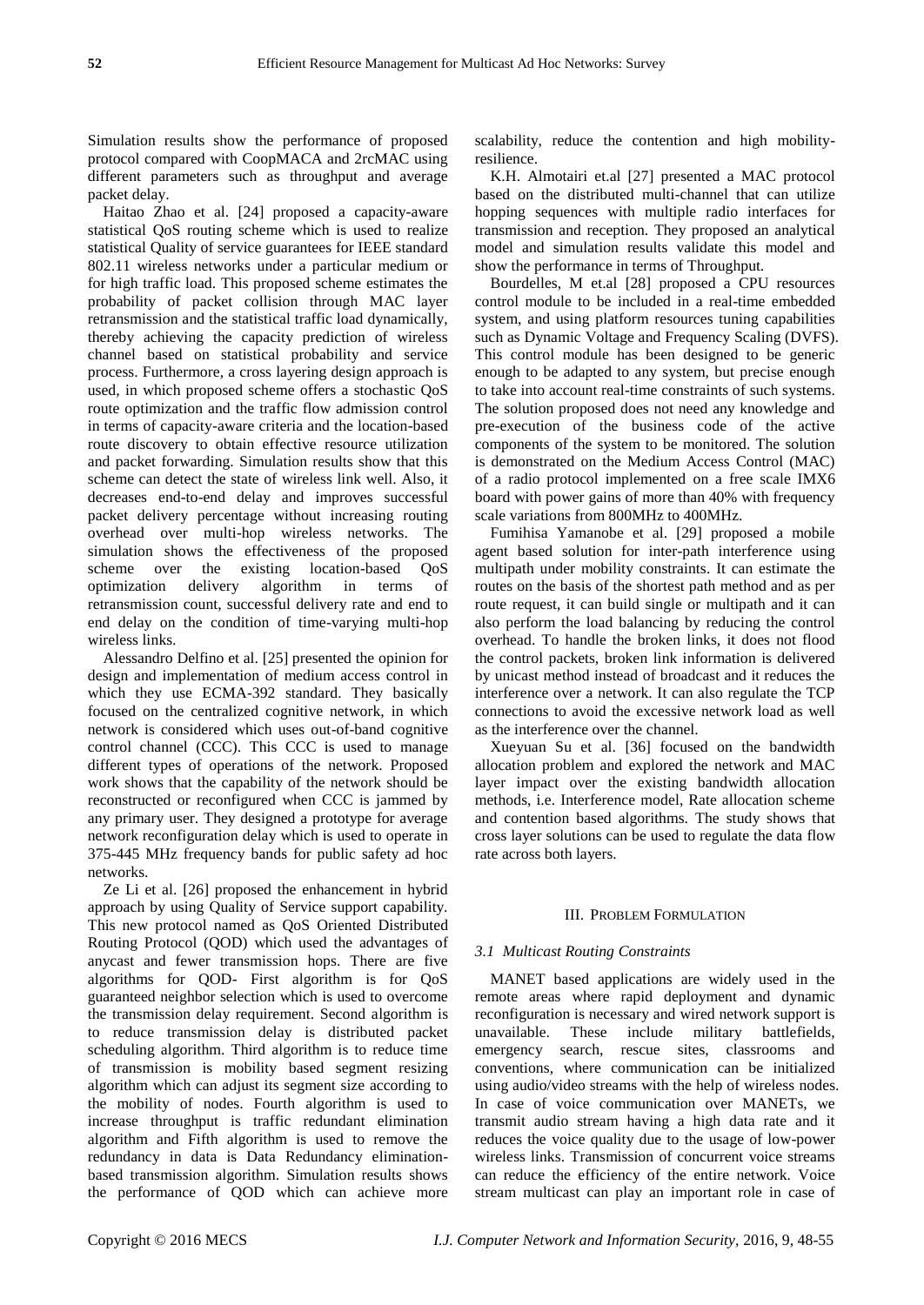Simulation results show the performance of proposed protocol compared with CoopMACA and 2rcMAC using different parameters such as throughput and average packet delay.

Haitao Zhao et al. [24] proposed a capacity-aware statistical QoS routing scheme which is used to realize statistical Quality of service guarantees for IEEE standard 802.11 wireless networks under a particular medium or for high traffic load. This proposed scheme estimates the probability of packet collision through MAC layer retransmission and the statistical traffic load dynamically, thereby achieving the capacity prediction of wireless channel based on statistical probability and service process. Furthermore, a cross layering design approach is used, in which proposed scheme offers a stochastic QoS route optimization and the traffic flow admission control in terms of capacity-aware criteria and the location-based route discovery to obtain effective resource utilization and packet forwarding. Simulation results show that this scheme can detect the state of wireless link well. Also, it decreases end-to-end delay and improves successful packet delivery percentage without increasing routing overhead over multi-hop wireless networks. The simulation shows the effectiveness of the proposed scheme over the existing location-based QoS optimization delivery algorithm in terms of retransmission count, successful delivery rate and end to end delay on the condition of time-varying multi-hop wireless links.

Alessandro Delfino et al. [25] presented the opinion for design and implementation of medium access control in which they use ECMA-392 standard. They basically focused on the centralized cognitive network, in which network is considered which uses out-of-band cognitive control channel (CCC). This CCC is used to manage different types of operations of the network. Proposed work shows that the capability of the network should be reconstructed or reconfigured when CCC is jammed by any primary user. They designed a prototype for average network reconfiguration delay which is used to operate in 375-445 MHz frequency bands for public safety ad hoc networks.

Ze Li et al. [26] proposed the enhancement in hybrid approach by using Quality of Service support capability. This new protocol named as QoS Oriented Distributed Routing Protocol (QOD) which used the advantages of anycast and fewer transmission hops. There are five algorithms for QOD- First algorithm is for QoS guaranteed neighbor selection which is used to overcome the transmission delay requirement. Second algorithm is to reduce transmission delay is distributed packet scheduling algorithm. Third algorithm is to reduce time of transmission is mobility based segment resizing algorithm which can adjust its segment size according to the mobility of nodes. Fourth algorithm is used to increase throughput is traffic redundant elimination algorithm and Fifth algorithm is used to remove the redundancy in data is Data Redundancy elimination-based transmission algorithm. Simulation results shows the performance of QOD which can achieve more scalability, reduce the contention and high mobility-resilience.

K.H. Almotairi et.al [27] presented a MAC protocol based on the distributed multi-channel that can utilize hopping sequences with multiple radio interfaces for transmission and reception. They proposed an analytical model and simulation results validate this model and show the performance in terms of Throughput.

Bourdelles, M et.al [28] proposed a CPU resources control module to be included in a real-time embedded system, and using platform resources tuning capabilities such as Dynamic Voltage and Frequency Scaling (DVFS). This control module has been designed to be generic enough to be adapted to any system, but precise enough to take into account real-time constraints of such systems. The solution proposed does not need any knowledge and pre-execution of the business code of the active components of the system to be monitored. The solution is demonstrated on the Medium Access Control (MAC) of a radio protocol implemented on a free scale IMX6 board with power gains of more than 40% with frequency scale variations from 800MHz to 400MHz.

Fumihisa Yamanobe et al. [29] proposed a mobile agent based solution for inter-path interference using multipath under mobility constraints. It can estimate the routes on the basis of the shortest path method and as per route request, it can build single or multipath and it can also perform the load balancing by reducing the control overhead. To handle the broken links, it does not flood the control packets, broken link information is delivered by unicast method instead of broadcast and it reduces the interference over a network. It can also regulate the TCP connections to avoid the excessive network load as well as the interference over the channel.

Xueyuan Su et al. [36] focused on the bandwidth allocation problem and explored the network and MAC layer impact over the existing bandwidth allocation methods, i.e. Interference model, Rate allocation scheme and contention based algorithms. The study shows that cross layer solutions can be used to regulate the data flow rate across both layers.

## III. Problem Formulation

### *3.1 Multicast Routing Constraints*

MANET based applications are widely used in the remote areas where rapid deployment and dynamic reconfiguration is necessary and wired network support is unavailable. These include military battlefields, emergency search, rescue sites, classrooms and conventions, where communication can be initialized using audio/video streams with the help of wireless nodes. In case of voice communication over MANETs, we transmit audio stream having a high data rate and it reduces the voice quality due to the usage of low-power wireless links. Transmission of concurrent voice streams can reduce the efficiency of the entire network. Voice stream multicast can play an important role in case of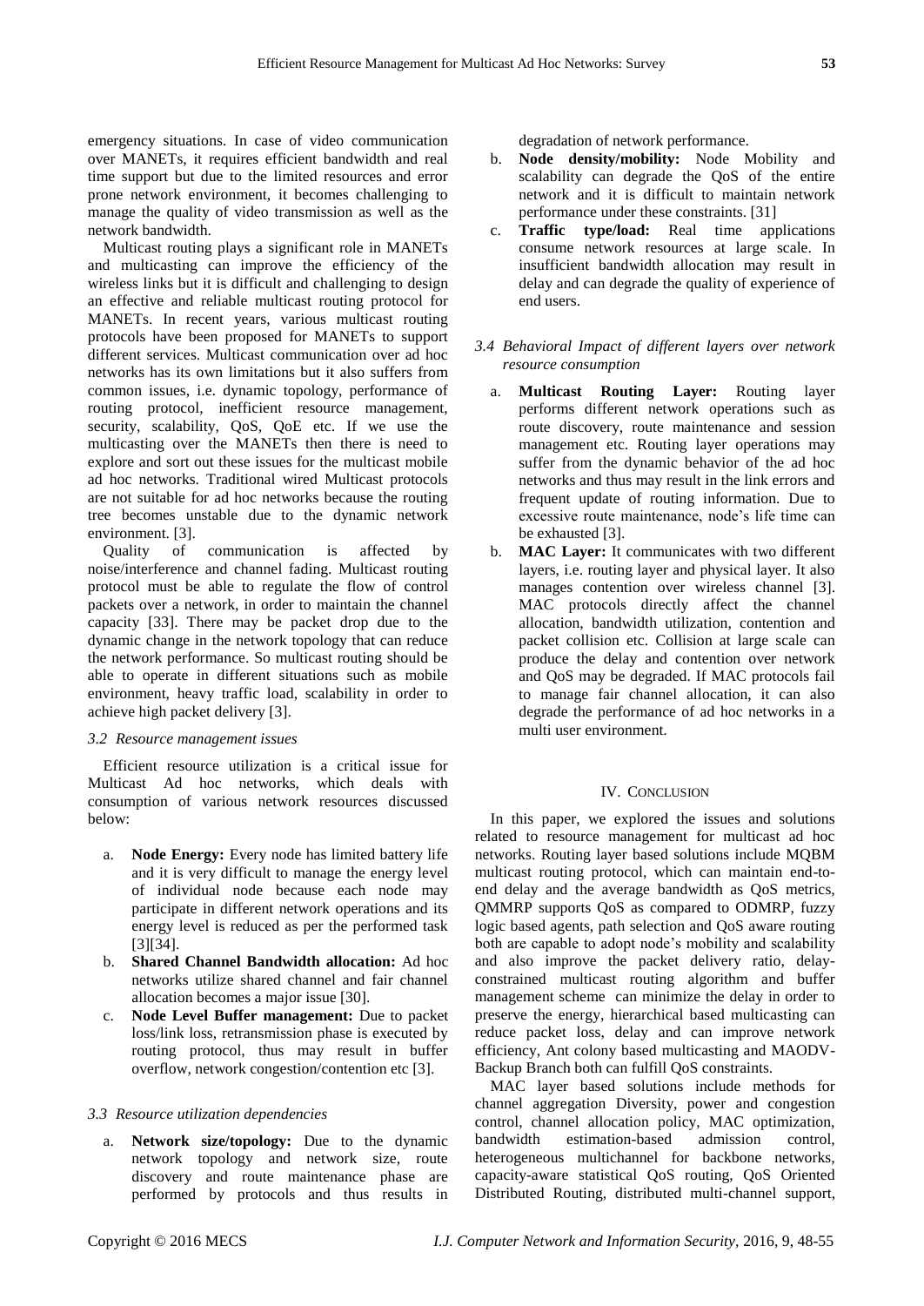emergency situations. In case of video communication over MANETs, it requires efficient bandwidth and real time support but due to the limited resources and error prone network environment, it becomes challenging to manage the quality of video transmission as well as the network bandwidth.

Multicast routing plays a significant role in MANETs and multicasting can improve the efficiency of the wireless links but it is difficult and challenging to design an effective and reliable multicast routing protocol for MANETs. In recent years, various multicast routing protocols have been proposed for MANETs to support different services. Multicast communication over ad hoc networks has its own limitations but it also suffers from common issues, i.e. dynamic topology, performance of routing protocol, inefficient resource management, security, scalability, QoS, QoE etc. If we use the multicasting over the MANETs then there is need to explore and sort out these issues for the multicast mobile ad hoc networks. Traditional wired Multicast protocols are not suitable for ad hoc networks because the routing tree becomes unstable due to the dynamic network environment. [3].

Quality of communication is affected by noise/interference and channel fading. Multicast routing protocol must be able to regulate the flow of control packets over a network, in order to maintain the channel capacity [33]. There may be packet drop due to the dynamic change in the network topology that can reduce the network performance. So multicast routing should be able to operate in different situations such as mobile environment, heavy traffic load, scalability in order to achieve high packet delivery [3].

### *3.2 Resource management issues*

Efficient resource utilization is a critical issue for Multicast Ad hoc networks, which deals with consumption of various network resources discussed below:

a. **Node Energy:** Every node has limited battery life and it is very difficult to manage the energy level of individual node because each node may participate in different network operations and its energy level is reduced as per the performed task [3][34].
b. **Shared Channel Bandwidth allocation:** Ad hoc networks utilize shared channel and fair channel allocation becomes a major issue [30].
c. **Node Level Buffer management:** Due to packet loss/link loss, retransmission phase is executed by routing protocol, thus may result in buffer overflow, network congestion/contention etc [3].

### *3.3 Resource utilization dependencies*

a. **Network size/topology:** Due to the dynamic network topology and network size, route discovery and route maintenance phase are performed by protocols and thus results in degradation of network performance.
b. **Node density/mobility:** Node Mobility and scalability can degrade the QoS of the entire network and it is difficult to maintain network performance under these constraints. [31]
c. **Traffic type/load:** Real time applications consume network resources at large scale. In insufficient bandwidth allocation may result in delay and can degrade the quality of experience of end users.

### *3.4 Behavioral Impact of different layers over network resource consumption*

a. **Multicast Routing Layer:** Routing layer performs different network operations such as route discovery, route maintenance and session management etc. Routing layer operations may suffer from the dynamic behavior of the ad hoc networks and thus may result in the link errors and frequent update of routing information. Due to excessive route maintenance, node's life time can be exhausted [3].
b. **MAC Layer:** It communicates with two different layers, i.e. routing layer and physical layer. It also manages contention over wireless channel [3]. MAC protocols directly affect the channel allocation, bandwidth utilization, contention and packet collision etc. Collision at large scale can produce the delay and contention over network and QoS may be degraded. If MAC protocols fail to manage fair channel allocation, it can also degrade the performance of ad hoc networks in a multi user environment.

## IV. CONCLUSION

In this paper, we explored the issues and solutions related to resource management for multicast ad hoc networks. Routing layer based solutions include MQBM multicast routing protocol, which can maintain end-to-end delay and the average bandwidth as QoS metrics, QMMRP supports QoS as compared to ODMRP, fuzzy logic based agents, path selection and QoS aware routing both are capable to adopt node's mobility and scalability and also improve the packet delivery ratio, delay-constrained multicast routing algorithm and buffer management scheme can minimize the delay in order to preserve the energy, hierarchical based multicasting can reduce packet loss, delay and can improve network efficiency, Ant colony based multicasting and MAODV-Backup Branch both can fulfill QoS constraints.

MAC layer based solutions include methods for channel aggregation Diversity, power and congestion control, channel allocation policy, MAC optimization, bandwidth estimation-based admission control, heterogeneous multichannel for backbone networks, capacity-aware statistical QoS routing, QoS Oriented Distributed Routing, distributed multi-channel support,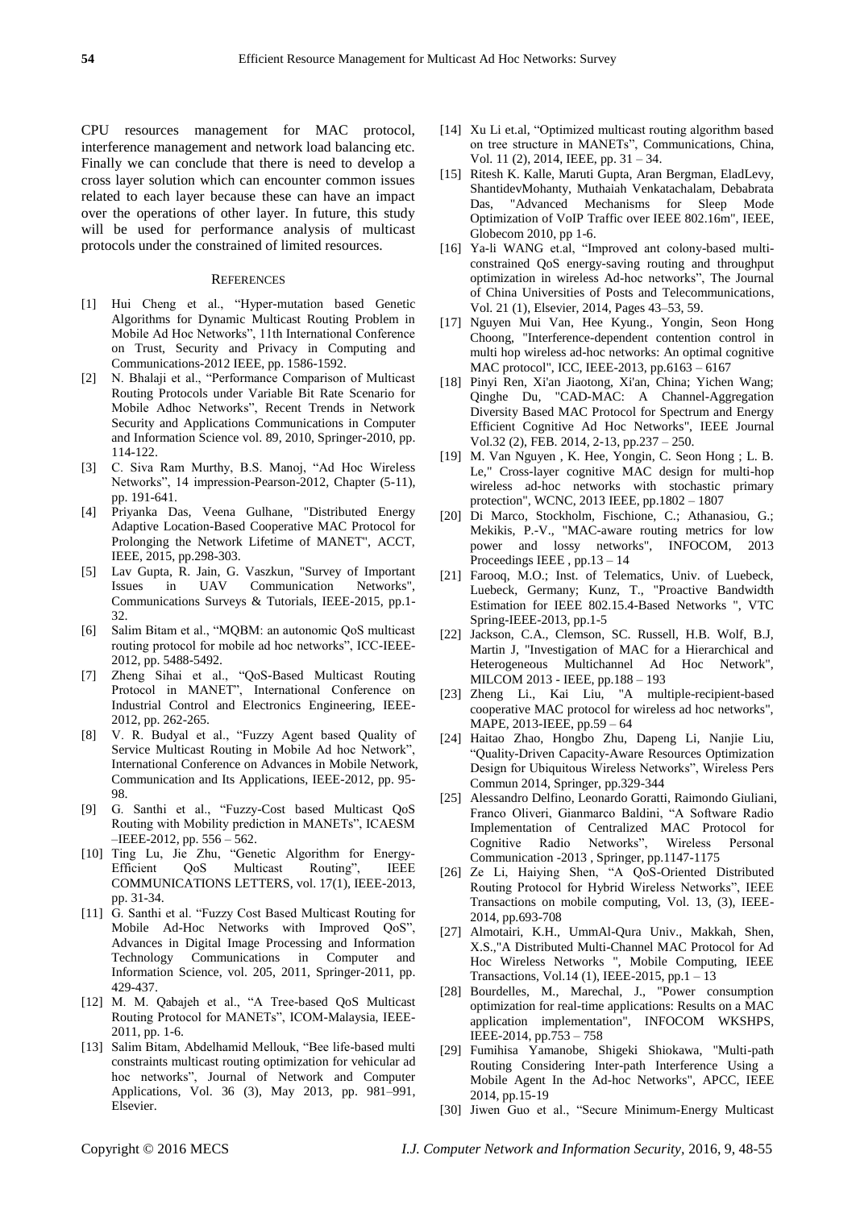CPU resources management for MAC protocol, interference management and network load balancing etc. Finally we can conclude that there is need to develop a cross layer solution which can encounter common issues related to each layer because these can have an impact over the operations of other layer. In future, this study will be used for performance analysis of multicast protocols under the constrained of limited resources.

## REFERENCES

[1] Hui Cheng et al., "Hyper-mutation based Genetic Algorithms for Dynamic Multicast Routing Problem in Mobile Ad Hoc Networks", 11th International Conference on Trust, Security and Privacy in Computing and Communications-2012 IEEE, pp. 1586-1592.

[2] N. Bhalaji et al., "Performance Comparison of Multicast Routing Protocols under Variable Bit Rate Scenario for Mobile Adhoc Networks", Recent Trends in Network Security and Applications Communications in Computer and Information Science vol. 89, 2010, Springer-2010, pp. 114-122.

[3] C. Siva Ram Murthy, B.S. Manoj, "Ad Hoc Wireless Networks", 14 impression-Pearson-2012, Chapter (5-11), pp. 191-641.

[4] Priyanka Das, Veena Gulhane, "Distributed Energy Adaptive Location-Based Cooperative MAC Protocol for Prolonging the Network Lifetime of MANET", ACCT, IEEE, 2015, pp.298-303.

[5] Lav Gupta, R. Jain, G. Vaszkun, "Survey of Important Issues in UAV Communication Networks", Communications Surveys & Tutorials, IEEE-2015, pp.1-32.

[6] Salim Bitam et al., "MQBM: an autonomic QoS multicast routing protocol for mobile ad hoc networks", ICC-IEEE-2012, pp. 5488-5492.

[7] Zheng Sihai et al., "QoS-Based Multicast Routing Protocol in MANET", International Conference on Industrial Control and Electronics Engineering, IEEE-2012, pp. 262-265.

[8] V. R. Budyal et al., "Fuzzy Agent based Quality of Service Multicast Routing in Mobile Ad hoc Network", International Conference on Advances in Mobile Network, Communication and Its Applications, IEEE-2012, pp. 95-98.

[9] G. Santhi et al., "Fuzzy-Cost based Multicast QoS Routing with Mobility prediction in MANETs", ICAESM –IEEE-2012, pp. 556 – 562.

[10] Ting Lu, Jie Zhu, "Genetic Algorithm for Energy-Efficient QoS Multicast Routing", IEEE COMMUNICATIONS LETTERS, vol. 17(1), IEEE-2013, pp. 31-34.

[11] G. Santhi et al. "Fuzzy Cost Based Multicast Routing for Mobile Ad-Hoc Networks with Improved QoS", Advances in Digital Image Processing and Information Technology Communications in Computer and Information Science, vol. 205, 2011, Springer-2011, pp. 429-437.

[12] M. M. Qabajeh et al., "A Tree-based QoS Multicast Routing Protocol for MANETs", ICOM-Malaysia, IEEE-2011, pp. 1-6.

[13] Salim Bitam, Abdelhamid Mellouk, "Bee life-based multi constraints multicast routing optimization for vehicular ad hoc networks", Journal of Network and Computer Applications, Vol. 36 (3), May 2013, pp. 981–991, Elsevier.

[14] Xu Li et.al, "Optimized multicast routing algorithm based on tree structure in MANETs", Communications, China, Vol. 11 (2), 2014, IEEE, pp. 31 – 34.

[15] Ritesh K. Kalle, Maruti Gupta, Aran Bergman, EladLevy, ShantidevMohanty, Muthaiah Venkatachalam, Debabrata Das, "Advanced Mechanisms for Sleep Mode Optimization of VoIP Traffic over IEEE 802.16m", IEEE, Globecom 2010, pp 1-6.

[16] Ya-li WANG et.al, "Improved ant colony-based multi-constrained QoS energy-saving routing and throughput optimization in wireless Ad-hoc networks", The Journal of China Universities of Posts and Telecommunications, Vol. 21 (1), Elsevier, 2014, Pages 43–53, 59.

[17] Nguyen Mui Van, Hee Kyung., Yongin, Seon Hong Choong, "Interference-dependent contention control in multi hop wireless ad-hoc networks: An optimal cognitive MAC protocol", ICC, IEEE-2013, pp.6163 – 6167

[18] Pinyi Ren, Xi'an Jiaotong, Xi'an, China; Yichen Wang; Qinghe Du, "CAD-MAC: A Channel-Aggregation Diversity Based MAC Protocol for Spectrum and Energy Efficient Cognitive Ad Hoc Networks", IEEE Journal Vol.32 (2), FEB. 2014, 2-13, pp.237 – 250.

[19] M. Van Nguyen , K. Hee, Yongin, C. Seon Hong ; L. B. Le," Cross-layer cognitive MAC design for multi-hop wireless ad-hoc networks with stochastic primary protection", WCNC, 2013 IEEE, pp.1802 – 1807

[20] Di Marco, Stockholm, Fischione, C.; Athanasiou, G.; Mekikis, P.-V., "MAC-aware routing metrics for low power and lossy networks", INFOCOM, 2013 Proceedings IEEE , pp.13 – 14

[21] Farooq, M.O.; Inst. of Telematics, Univ. of Luebeck, Luebeck, Germany; Kunz, T., "Proactive Bandwidth Estimation for IEEE 802.15.4-Based Networks ", VTC Spring-IEEE-2013, pp.1-5

[22] Jackson, C.A., Clemson, SC. Russell, H.B. Wolf, B.J, Martin J, "Investigation of MAC for a Hierarchical and Heterogeneous Multichannel Ad Hoc Network", MILCOM 2013 - IEEE, pp.188 – 193

[23] Zheng Li., Kai Liu, "A multiple-recipient-based cooperative MAC protocol for wireless ad hoc networks", MAPE, 2013-IEEE, pp.59 – 64

[24] Haitao Zhao, Hongbo Zhu, Dapeng Li, Nanjie Liu, "Quality-Driven Capacity-Aware Resources Optimization Design for Ubiquitous Wireless Networks", Wireless Pers Commun 2014, Springer, pp.329-344

[25] Alessandro Delfino, Leonardo Goratti, Raimondo Giuliani, Franco Oliveri, Gianmarco Baldini, "A Software Radio Implementation of Centralized MAC Protocol for Cognitive Radio Networks", Wireless Personal Communication -2013 , Springer, pp.1147-1175

[26] Ze Li, Haiying Shen, "A QoS-Oriented Distributed Routing Protocol for Hybrid Wireless Networks", IEEE Transactions on mobile computing, Vol. 13, (3), IEEE-2014, pp.693-708

[27] Almotairi, K.H., UmmAl-Qura Univ., Makkah, Shen, X.S.,"A Distributed Multi-Channel MAC Protocol for Ad Hoc Wireless Networks ", Mobile Computing, IEEE Transactions, Vol.14 (1), IEEE-2015, pp.1 – 13

[28] Bourdelles, M., Marechal, J., "Power consumption optimization for real-time applications: Results on a MAC application implementation", INFOCOM WKSHPS, IEEE-2014, pp.753 – 758

[29] Fumihisa Yamanobe, Shigeki Shiokawa, "Multi-path Routing Considering Inter-path Interference Using a Mobile Agent In the Ad-hoc Networks", APCC, IEEE 2014, pp.15-19

[30] Jiwen Guo et al., "Secure Minimum-Energy Multicast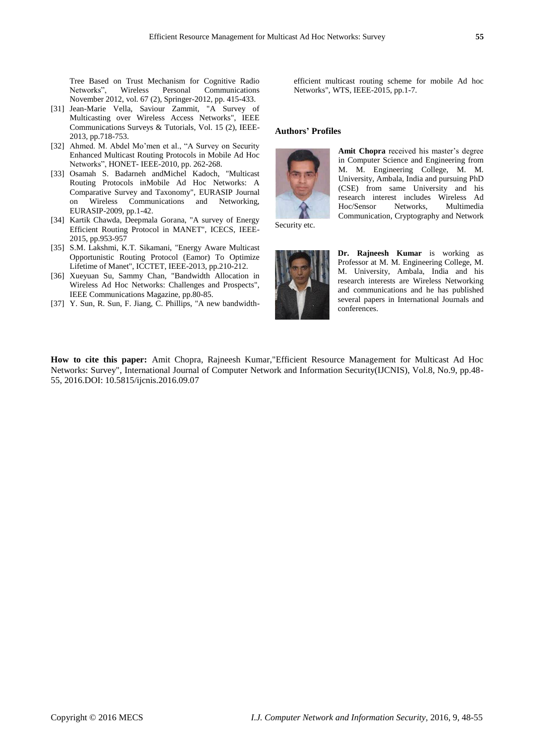Tree Based on Trust Mechanism for Cognitive Radio Networks", Wireless Personal Communications November 2012, vol. 67 (2), Springer-2012, pp. 415-433.

[31] Jean-Marie Vella, Saviour Zammit, "A Survey of Multicasting over Wireless Access Networks", IEEE Communications Surveys & Tutorials, Vol. 15 (2), IEEE-2013, pp.718-753.

[32] Ahmed. M. Abdel Mo'men et al., "A Survey on Security Enhanced Multicast Routing Protocols in Mobile Ad Hoc Networks", HONET- IEEE-2010, pp. 262-268.

[33] Osamah S. Badarneh andMichel Kadoch, "Multicast Routing Protocols inMobile Ad Hoc Networks: A Comparative Survey and Taxonomy", EURASIP Journal on Wireless Communications and Networking, EURASIP-2009, pp.1-42.

[34] Kartik Chawda, Deepmala Gorana, "A survey of Energy Efficient Routing Protocol in MANET", ICECS, IEEE-2015, pp.953-957

[35] S.M. Lakshmi, K.T. Sikamani, "Energy Aware Multicast Opportunistic Routing Protocol (Eamor) To Optimize Lifetime of Manet", ICCTET, IEEE-2013, pp.210-212.

[36] Xueyuan Su, Sammy Chan, "Bandwidth Allocation in Wireless Ad Hoc Networks: Challenges and Prospects", IEEE Communications Magazine, pp.80-85.

[37] Y. Sun, R. Sun, F. Jiang, C. Phillips, "A new bandwidth-efficient multicast routing scheme for mobile Ad hoc Networks", WTS, IEEE-2015, pp.1-7.

## Authors' Profiles

**Amit Chopra** received his master's degree in Computer Science and Engineering from M. M. Engineering College, M. M. University, Ambala, India and pursuing PhD (CSE) from same University and his research interest includes Wireless Ad Hoc/Sensor Networks, Multimedia Communication, Cryptography and Network Security etc.

**Dr. Rajneesh Kumar** is working as Professor at M. M. Engineering College, M. M. University, Ambala, India and his research interests are Wireless Networking and communications and he has published several papers in International Journals and conferences.

**How to cite this paper:** Amit Chopra, Rajneesh Kumar,"Efficient Resource Management for Multicast Ad Hoc Networks: Survey", International Journal of Computer Network and Information Security(IJCNIS), Vol.8, No.9, pp.48-55, 2016.DOI: 10.5815/ijcnis.2016.09.07